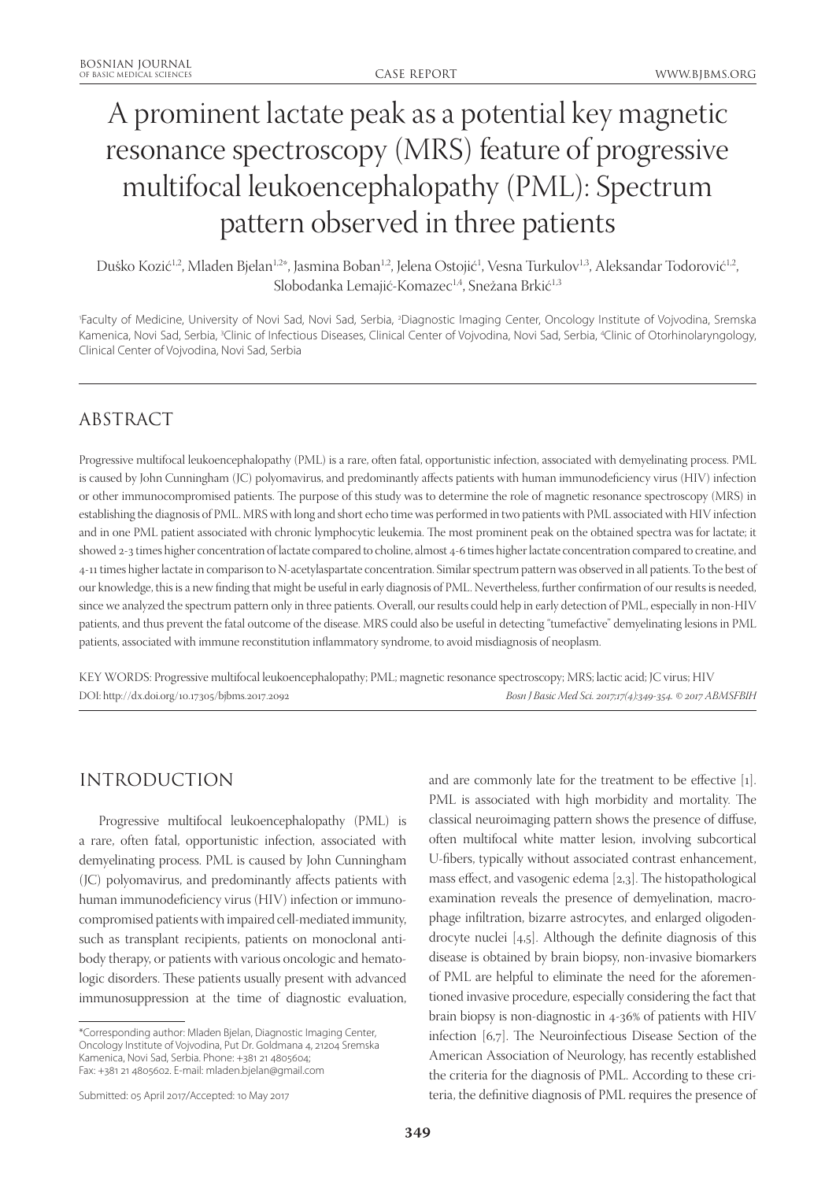# A prominent lactate peak as a potential key magnetic resonance spectroscopy (MRS) feature of progressive multifocal leukoencephalopathy (PML): Spectrum pattern observed in three patients

Duško Kozić[1,2], Mladen Bjelan[1,2*], Jasmina Boban[1,2], Jelena Ostojić[1], Vesna Turkulov[1,3], Aleksandar Todorović[1,2], Slobodanka Lemajić-Komazec[1,4], Snežana Brkić[1,3]

[1]Faculty of Medicine, University of Novi Sad, Novi Sad, Serbia, [2]Diagnostic Imaging Center, Oncology Institute of Vojvodina, Sremska Kamenica, Novi Sad, Serbia, [3]Clinic of Infectious Diseases, Clinical Center of Vojvodina, Novi Sad, Serbia, [4]Clinic of Otorhinolaryngology, Clinical Center of Vojvodina, Novi Sad, Serbia

## ABSTRACT

Progressive multifocal leukoencephalopathy (PML) is a rare, often fatal, opportunistic infection, associated with demyelinating process. PML is caused by John Cunningham (JC) polyomavirus, and predominantly affects patients with human immunodeficiency virus (HIV) infection or other immunocompromised patients. The purpose of this study was to determine the role of magnetic resonance spectroscopy (MRS) in establishing the diagnosis of PML. MRS with long and short echo time was performed in two patients with PML associated with HIV infection and in one PML patient associated with chronic lymphocytic leukemia. The most prominent peak on the obtained spectra was for lactate; it showed 2-3 times higher concentration of lactate compared to choline, almost 4-6 times higher lactate concentration compared to creatine, and 4-11 times higher lactate in comparison to N-acetylaspartate concentration. Similar spectrum pattern was observed in all patients. To the best of our knowledge, this is a new finding that might be useful in early diagnosis of PML. Nevertheless, further confirmation of our results is needed, since we analyzed the spectrum pattern only in three patients. Overall, our results could help in early detection of PML, especially in non-HIV patients, and thus prevent the fatal outcome of the disease. MRS could also be useful in detecting "tumefactive" demyelinating lesions in PML patients, associated with immune reconstitution inflammatory syndrome, to avoid misdiagnosis of neoplasm.

KEY WORDS: Progressive multifocal leukoencephalopathy; PML; magnetic resonance spectroscopy; MRS; lactic acid; JC virus; HIV

DOI: http://dx.doi.org/10.17305/bjbms.2017.2092

*Bosn J Basic Med Sci. 2017;17(4):349-354. © 2017 ABMSFBIH*

## INTRODUCTION

Progressive multifocal leukoencephalopathy (PML) is a rare, often fatal, opportunistic infection, associated with demyelinating process. PML is caused by John Cunningham (JC) polyomavirus, and predominantly affects patients with human immunodeficiency virus (HIV) infection or immunocompromised patients with impaired cell-mediated immunity, such as transplant recipients, patients on monoclonal antibody therapy, or patients with various oncologic and hematologic disorders. These patients usually present with advanced immunosuppression at the time of diagnostic evaluation, and are commonly late for the treatment to be effective [1]. PML is associated with high morbidity and mortality. The classical neuroimaging pattern shows the presence of diffuse, often multifocal white matter lesion, involving subcortical U-fibers, typically without associated contrast enhancement, mass effect, and vasogenic edema [2,3]. The histopathological examination reveals the presence of demyelination, macrophage infiltration, bizarre astrocytes, and enlarged oligodendrocyte nuclei [4,5]. Although the definite diagnosis of this disease is obtained by brain biopsy, non-invasive biomarkers of PML are helpful to eliminate the need for the aforementioned invasive procedure, especially considering the fact that brain biopsy is non-diagnostic in 4-36% of patients with HIV infection [6,7]. The Neuroinfectious Disease Section of the American Association of Neurology, has recently established the criteria for the diagnosis of PML. According to these criteria, the definitive diagnosis of PML requires the presence of

*Corresponding author: Mladen Bjelan, Diagnostic Imaging Center, Oncology Institute of Vojvodina, Put Dr. Goldmana 4, 21204 Sremska Kamenica, Novi Sad, Serbia. Phone: +381 21 4805604; Fax: +381 21 4805602. E-mail: mladen.bjelan@gmail.com

Submitted: 05 April 2017/Accepted: 10 May 2017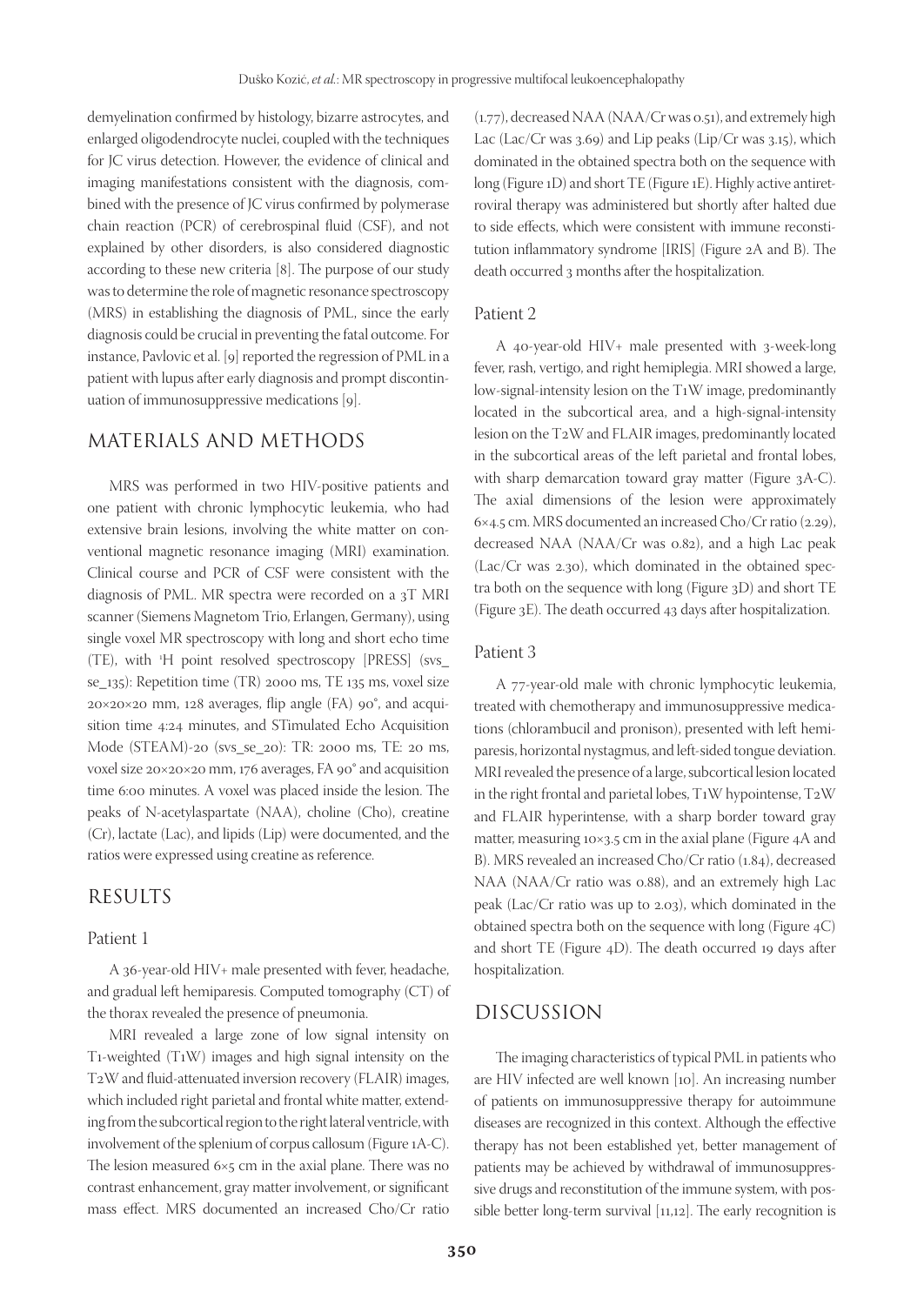demyelination confirmed by histology, bizarre astrocytes, and enlarged oligodendrocyte nuclei, coupled with the techniques for JC virus detection. However, the evidence of clinical and imaging manifestations consistent with the diagnosis, combined with the presence of JC virus confirmed by polymerase chain reaction (PCR) of cerebrospinal fluid (CSF), and not explained by other disorders, is also considered diagnostic according to these new criteria [8]. The purpose of our study was to determine the role of magnetic resonance spectroscopy (MRS) in establishing the diagnosis of PML, since the early diagnosis could be crucial in preventing the fatal outcome. For instance, Pavlovic et al. [9] reported the regression of PML in a patient with lupus after early diagnosis and prompt discontinuation of immunosuppressive medications [9].

## MATERIALS AND METHODS

MRS was performed in two HIV-positive patients and one patient with chronic lymphocytic leukemia, who had extensive brain lesions, involving the white matter on conventional magnetic resonance imaging (MRI) examination. Clinical course and PCR of CSF were consistent with the diagnosis of PML. MR spectra were recorded on a 3T MRI scanner (Siemens Magnetom Trio, Erlangen, Germany), using single voxel MR spectroscopy with long and short echo time (TE), with $^1$H point resolved spectroscopy [PRESS] (svs_se_135): Repetition time (TR) 2000 ms, TE 135 ms, voxel size 20×20×20 mm, 128 averages, flip angle (FA) 90°, and acquisition time 4:24 minutes, and STimulated Echo Acquisition Mode (STEAM)-20 (svs_se_20): TR: 2000 ms, TE: 20 ms, voxel size 20×20×20 mm, 176 averages, FA 90° and acquisition time 6:00 minutes. A voxel was placed inside the lesion. The peaks of N-acetylaspartate (NAA), choline (Cho), creatine (Cr), lactate (Lac), and lipids (Lip) were documented, and the ratios were expressed using creatine as reference.

## RESULTS

### Patient 1

A 36-year-old HIV+ male presented with fever, headache, and gradual left hemiparesis. Computed tomography (CT) of the thorax revealed the presence of pneumonia.

MRI revealed a large zone of low signal intensity on T1-weighted (T1W) images and high signal intensity on the T2W and fluid-attenuated inversion recovery (FLAIR) images, which included right parietal and frontal white matter, extending from the subcortical region to the right lateral ventricle, with involvement of the splenium of corpus callosum (Figure 1A-C). The lesion measured 6×5 cm in the axial plane. There was no contrast enhancement, gray matter involvement, or significant mass effect. MRS documented an increased Cho/Cr ratio (1.77), decreased NAA (NAA/Cr was 0.51), and extremely high Lac (Lac/Cr was 3.69) and Lip peaks (Lip/Cr was 3.15), which dominated in the obtained spectra both on the sequence with long (Figure 1D) and short TE (Figure 1E). Highly active antiretroviral therapy was administered but shortly after halted due to side effects, which were consistent with immune reconstitution inflammatory syndrome [IRIS] (Figure 2A and B). The death occurred 3 months after the hospitalization.

### Patient 2

A 40-year-old HIV+ male presented with 3-week-long fever, rash, vertigo, and right hemiplegia. MRI showed a large, low-signal-intensity lesion on the T1W image, predominantly located in the subcortical area, and a high-signal-intensity lesion on the T2W and FLAIR images, predominantly located in the subcortical areas of the left parietal and frontal lobes, with sharp demarcation toward gray matter (Figure 3A-C). The axial dimensions of the lesion were approximately 6×4.5 cm. MRS documented an increased Cho/Cr ratio (2.29), decreased NAA (NAA/Cr was 0.82), and a high Lac peak (Lac/Cr was 2.30), which dominated in the obtained spectra both on the sequence with long (Figure 3D) and short TE (Figure 3E). The death occurred 43 days after hospitalization.

### Patient 3

A 77-year-old male with chronic lymphocytic leukemia, treated with chemotherapy and immunosuppressive medications (chlorambucil and pronison), presented with left hemiparesis, horizontal nystagmus, and left-sided tongue deviation. MRI revealed the presence of a large, subcortical lesion located in the right frontal and parietal lobes, T1W hypointense, T2W and FLAIR hyperintense, with a sharp border toward gray matter, measuring 10×3.5 cm in the axial plane (Figure 4A and B). MRS revealed an increased Cho/Cr ratio (1.84), decreased NAA (NAA/Cr ratio was 0.88), and an extremely high Lac peak (Lac/Cr ratio was up to 2.03), which dominated in the obtained spectra both on the sequence with long (Figure 4C) and short TE (Figure 4D). The death occurred 19 days after hospitalization.

## DISCUSSION

The imaging characteristics of typical PML in patients who are HIV infected are well known [10]. An increasing number of patients on immunosuppressive therapy for autoimmune diseases are recognized in this context. Although the effective therapy has not been established yet, better management of patients may be achieved by withdrawal of immunosuppressive drugs and reconstitution of the immune system, with possible better long-term survival [11,12]. The early recognition is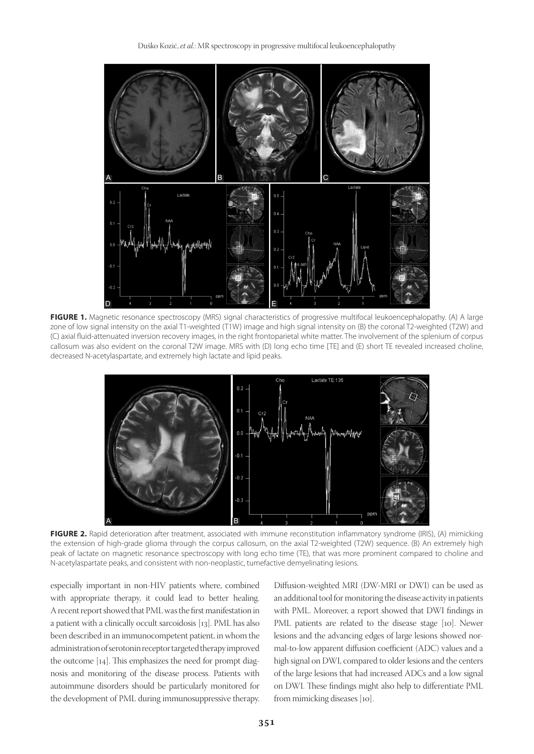**FIGURE 1.** Magnetic resonance spectroscopy (MRS) signal characteristics of progressive multifocal leukoencephalopathy. (A) A large zone of low signal intensity on the axial T1-weighted (T1W) image and high signal intensity on (B) the coronal T2-weighted (T2W) and (C) axial fluid-attenuated inversion recovery images, in the right frontoparietal white matter. The involvement of the splenium of corpus callosum was also evident on the coronal T2W image. MRS with (D) long echo time [TE] and (E) short TE revealed increased choline, decreased N-acetylaspartate, and extremely high lactate and lipid peaks.

**FIGURE 2.** Rapid deterioration after treatment, associated with immune reconstitution inflammatory syndrome (IRIS), (A) mimicking the extension of high-grade glioma through the corpus callosum, on the axial T2-weighted (T2W) sequence. (B) An extremely high peak of lactate on magnetic resonance spectroscopy with long echo time (TE), that was more prominent compared to choline and N-acetylaspartate peaks, and consistent with non-neoplastic, tumefactive demyelinating lesions.

especially important in non-HIV patients where, combined with appropriate therapy, it could lead to better healing. A recent report showed that PML was the first manifestation in a patient with a clinically occult sarcoidosis [13]. PML has also been described in an immunocompetent patient, in whom the administration of serotonin receptor targeted therapy improved the outcome [14]. This emphasizes the need for prompt diagnosis and monitoring of the disease process. Patients with autoimmune disorders should be particularly monitored for the development of PML during immunosuppressive therapy.

Diffusion-weighted MRI (DW-MRI or DWI) can be used as an additional tool for monitoring the disease activity in patients with PML. Moreover, a report showed that DWI findings in PML patients are related to the disease stage [10]. Newer lesions and the advancing edges of large lesions showed normal-to-low apparent diffusion coefficient (ADC) values and a high signal on DWI, compared to older lesions and the centers of the large lesions that had increased ADCs and a low signal on DWI. These findings might also help to differentiate PML from mimicking diseases [10].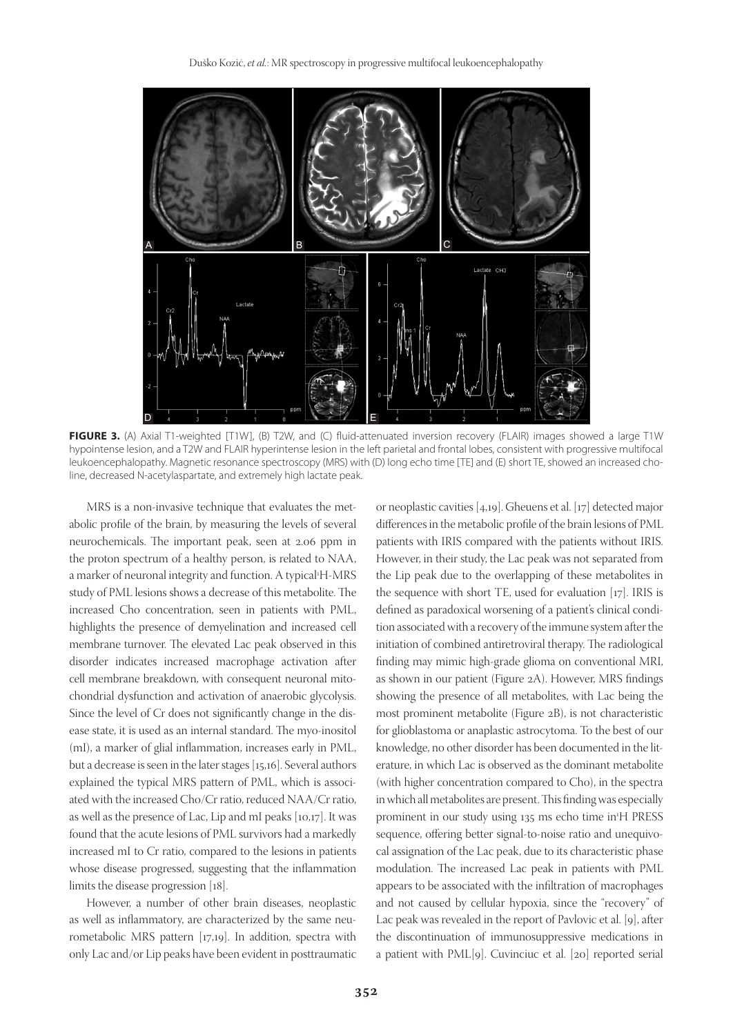**FIGURE 3.** (A) Axial T1-weighted [T1W], (B) T2W, and (C) fluid-attenuated inversion recovery (FLAIR) images showed a large T1W hypointense lesion, and a T2W and FLAIR hyperintense lesion in the left parietal and frontal lobes, consistent with progressive multifocal leukoencephalopathy. Magnetic resonance spectroscopy (MRS) with (D) long echo time [TE] and (E) short TE, showed an increased choline, decreased N-acetylaspartate, and extremely high lactate peak.

MRS is a non-invasive technique that evaluates the metabolic profile of the brain, by measuring the levels of several neurochemicals. The important peak, seen at 2.06 ppm in the proton spectrum of a healthy person, is related to NAA, a marker of neuronal integrity and function. A typical $^{1}$H-MRS study of PML lesions shows a decrease of this metabolite. The increased Cho concentration, seen in patients with PML, highlights the presence of demyelination and increased cell membrane turnover. The elevated Lac peak observed in this disorder indicates increased macrophage activation after cell membrane breakdown, with consequent neuronal mitochondrial dysfunction and activation of anaerobic glycolysis. Since the level of Cr does not significantly change in the disease state, it is used as an internal standard. The myo-inositol (mI), a marker of glial inflammation, increases early in PML, but a decrease is seen in the later stages [15,16]. Several authors explained the typical MRS pattern of PML, which is associated with the increased Cho/Cr ratio, reduced NAA/Cr ratio, as well as the presence of Lac, Lip and mI peaks [10,17]. It was found that the acute lesions of PML survivors had a markedly increased mI to Cr ratio, compared to the lesions in patients whose disease progressed, suggesting that the inflammation limits the disease progression [18].

However, a number of other brain diseases, neoplastic as well as inflammatory, are characterized by the same neurometabolic MRS pattern [17,19]. In addition, spectra with only Lac and/or Lip peaks have been evident in posttraumatic or neoplastic cavities [4,19]. Gheuens et al. [17] detected major differences in the metabolic profile of the brain lesions of PML patients with IRIS compared with the patients without IRIS. However, in their study, the Lac peak was not separated from the Lip peak due to the overlapping of these metabolites in the sequence with short TE, used for evaluation [17]. IRIS is defined as paradoxical worsening of a patient's clinical condition associated with a recovery of the immune system after the initiation of combined antiretroviral therapy. The radiological finding may mimic high-grade glioma on conventional MRI, as shown in our patient (Figure 2A). However, MRS findings showing the presence of all metabolites, with Lac being the most prominent metabolite (Figure 2B), is not characteristic for glioblastoma or anaplastic astrocytoma. To the best of our knowledge, no other disorder has been documented in the literature, in which Lac is observed as the dominant metabolite (with higher concentration compared to Cho), in the spectra in which all metabolites are present. This finding was especially prominent in our study using 135 ms echo time in $^{1}$H PRESS sequence, offering better signal-to-noise ratio and unequivocal assignation of the Lac peak, due to its characteristic phase modulation. The increased Lac peak in patients with PML appears to be associated with the infiltration of macrophages and not caused by cellular hypoxia, since the "recovery" of Lac peak was revealed in the report of Pavlovic et al. [9], after the discontinuation of immunosuppressive medications in a patient with PML[9]. Cuvinciuc et al. [20] reported serial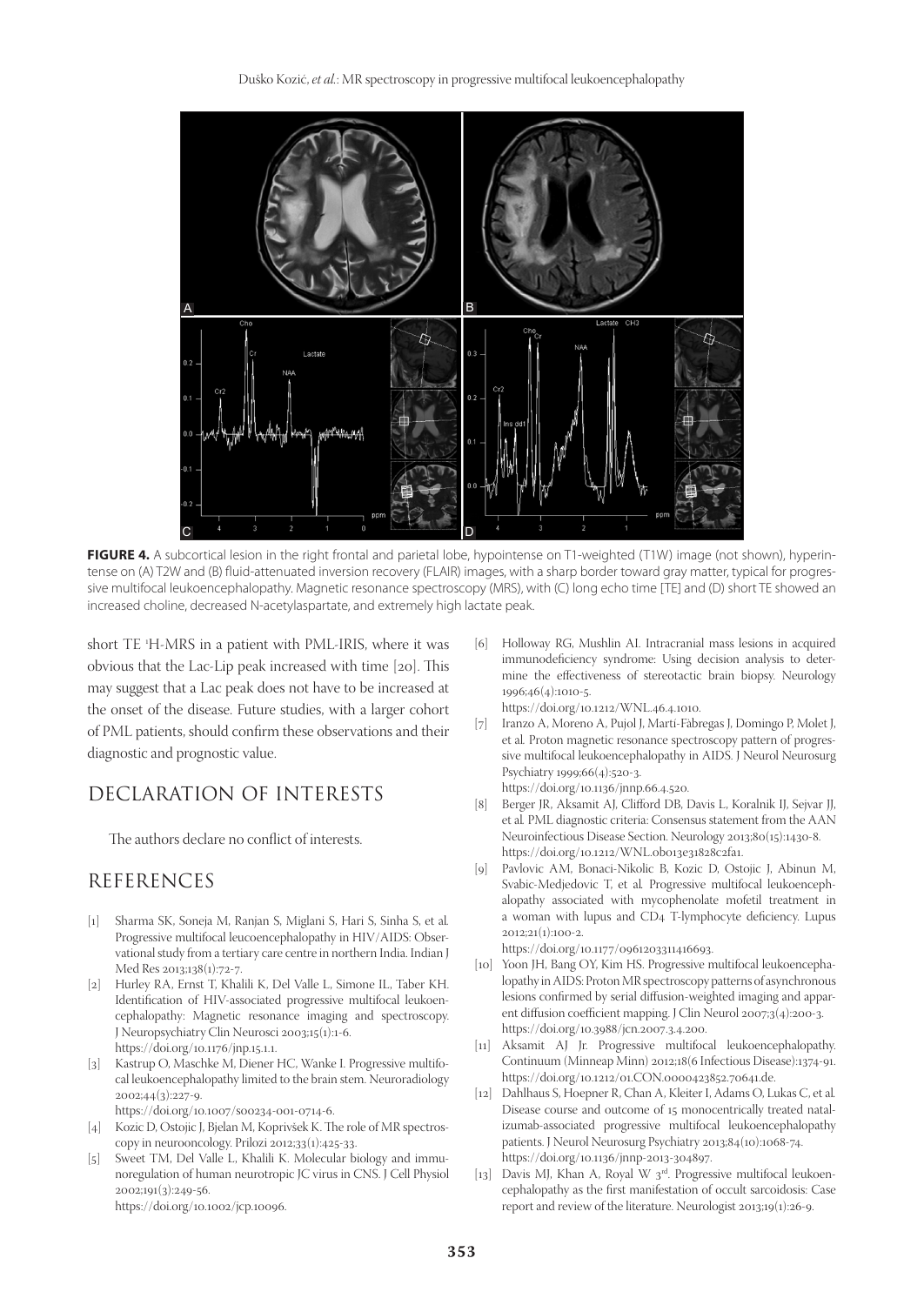**FIGURE 4.** A subcortical lesion in the right frontal and parietal lobe, hypointense on T1-weighted (T1W) image (not shown), hyperintense on (A) T2W and (B) fluid-attenuated inversion recovery (FLAIR) images, with a sharp border toward gray matter, typical for progressive multifocal leukoencephalopathy. Magnetic resonance spectroscopy (MRS), with (C) long echo time [TE] and (D) short TE showed an increased choline, decreased N-acetylaspartate, and extremely high lactate peak.

short TE $^1$H-MRS in a patient with PML-IRIS, where it was obvious that the Lac-Lip peak increased with time [20]. This may suggest that a Lac peak does not have to be increased at the onset of the disease. Future studies, with a larger cohort of PML patients, should confirm these observations and their diagnostic and prognostic value.

## DECLARATION OF INTERESTS

The authors declare no conflict of interests.

## REFERENCES

[1] Sharma SK, Soneja M, Ranjan S, Miglani S, Hari S, Sinha S, et al. Progressive multifocal leucoencephalopathy in HIV/AIDS: Observational study from a tertiary care centre in northern India. Indian J Med Res 2013;138(1):72-7.

[2] Hurley RA, Ernst T, Khalili K, Del Valle L, Simone IL, Taber KH. Identification of HIV-associated progressive multifocal leukoencephalopathy: Magnetic resonance imaging and spectroscopy. J Neuropsychiatry Clin Neurosci 2003;15(1):1-6. https://doi.org/10.1176/jnp.15.1.1.

[3] Kastrup O, Maschke M, Diener HC, Wanke I. Progressive multifocal leukoencephalopathy limited to the brain stem. Neuroradiology 2002;44(3):227-9. https://doi.org/10.1007/s00234-001-0714-6.

[4] Kozic D, Ostojic J, Bjelan M, Koprivšek K. The role of MR spectroscopy in neurooncology. Prilozi 2012;33(1):425-33.

[5] Sweet TM, Del Valle L, Khalili K. Molecular biology and immunoregulation of human neurotropic JC virus in CNS. J Cell Physiol 2002;191(3):249-56. https://doi.org/10.1002/jcp.10096.

[6] Holloway RG, Mushlin AI. Intracranial mass lesions in acquired immunodeficiency syndrome: Using decision analysis to determine the effectiveness of stereotactic brain biopsy. Neurology 1996;46(4):1010-5. https://doi.org/10.1212/WNL.46.4.1010.

[7] Iranzo A, Moreno A, Pujol J, Martí-Fábregas J, Domingo P, Molet J, et al. Proton magnetic resonance spectroscopy pattern of progressive multifocal leukoencephalopathy in AIDS. J Neurol Neurosurg Psychiatry 1999;66(4):520-3. https://doi.org/10.1136/jnnp.66.4.520.

[8] Berger JR, Aksamit AJ, Clifford DB, Davis L, Koralnik IJ, Sejvar JJ, et al. PML diagnostic criteria: Consensus statement from the AAN Neuroinfectious Disease Section. Neurology 2013;80(15):1430-8. https://doi.org/10.1212/WNL.0b013e31828c2fa1.

[9] Pavlovic AM, Bonaci-Nikolic B, Kozic D, Ostojic J, Abinun M, Svabic-Medjedovic T, et al. Progressive multifocal leukoencephalopathy associated with mycophenolate mofetil treatment in a woman with lupus and CD4 T-lymphocyte deficiency. Lupus 2012;21(1):100-2. https://doi.org/10.1177/0961203311416693.

[10] Yoon JH, Bang OY, Kim HS. Progressive multifocal leukoencephalopathy in AIDS: Proton MR spectroscopy patterns of asynchronous lesions confirmed by serial diffusion-weighted imaging and apparent diffusion coefficient mapping. J Clin Neurol 2007;3(4):200-3. https://doi.org/10.3988/jcn.2007.3.4.200.

[11] Aksamit AJ Jr. Progressive multifocal leukoencephalopathy. Continuum (Minneap Minn) 2012;18(6 Infectious Disease):1374-91. https://doi.org/10.1212/01.CON.0000423852.70641.de.

[12] Dahlhaus S, Hoepner R, Chan A, Kleiter I, Adams O, Lukas C, et al. Disease course and outcome of 15 monocentrically treated natalizumab-associated progressive multifocal leukoencephalopathy patients. J Neurol Neurosurg Psychiatry 2013;84(10):1068-74. https://doi.org/10.1136/jnnp-2013-304897.

[13] Davis MJ, Khan A, Royal W 3rd. Progressive multifocal leukoencephalopathy as the first manifestation of occult sarcoidosis: Case report and review of the literature. Neurologist 2013;19(1):26-9.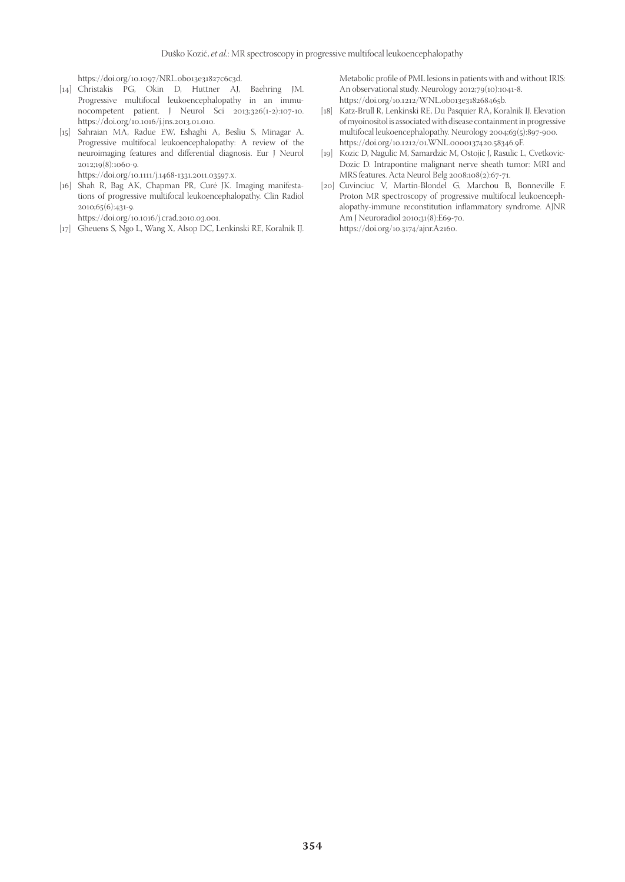https://doi.org/10.1097/NRL.0b013e31827c6c3d.

[14] Christakis PG, Okin D, Huttner AJ, Baehring JM. Progressive multifocal leukoencephalopathy in an immunocompetent patient. J Neurol Sci 2013;326(1-2):107-10. https://doi.org/10.1016/j.jns.2013.01.010.

[15] Sahraian MA, Radue EW, Eshaghi A, Besliu S, Minagar A. Progressive multifocal leukoencephalopathy: A review of the neuroimaging features and differential diagnosis. Eur J Neurol 2012;19(8):1060-9. https://doi.org/10.1111/j.1468-1331.2011.03597.x.

[16] Shah R, Bag AK, Chapman PR, Curé JK. Imaging manifestations of progressive multifocal leukoencephalopathy. Clin Radiol 2010;65(6):431-9. https://doi.org/10.1016/j.crad.2010.03.001.

[17] Gheuens S, Ngo L, Wang X, Alsop DC, Lenkinski RE, Koralnik IJ. Metabolic profile of PML lesions in patients with and without IRIS: An observational study. Neurology 2012;79(10):1041-8. https://doi.org/10.1212/WNL.0b013e318268465b.

[18] Katz-Brull R, Lenkinski RE, Du Pasquier RA, Koralnik IJ. Elevation of myoinositol is associated with disease containment in progressive multifocal leukoencephalopathy. Neurology 2004;63(5):897-900. https://doi.org/10.1212/01.WNL.0000137420.58346.9F.

[19] Kozic D, Nagulic M, Samardzic M, Ostojic J, Rasulic L, Cvetkovic-Dozic D. Intrapontine malignant nerve sheath tumor: MRI and MRS features. Acta Neurol Belg 2008;108(2):67-71.

[20] Cuvinciuc V, Martin-Blondel G, Marchou B, Bonneville F. Proton MR spectroscopy of progressive multifocal leukoencephalopathy-immune reconstitution inflammatory syndrome. AJNR Am J Neuroradiol 2010;31(8):E69-70. https://doi.org/10.3174/ajnr.A2160.